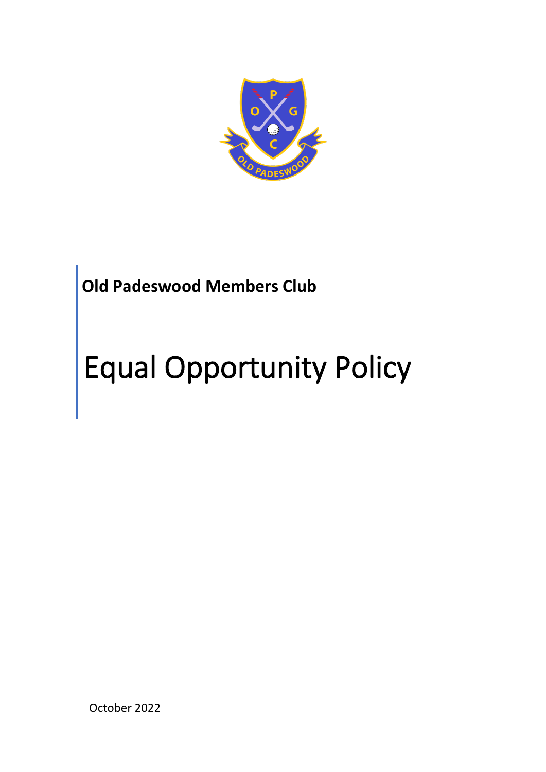**Old Padeswood Members Club**

# Equal Opportunity Policy

October 2022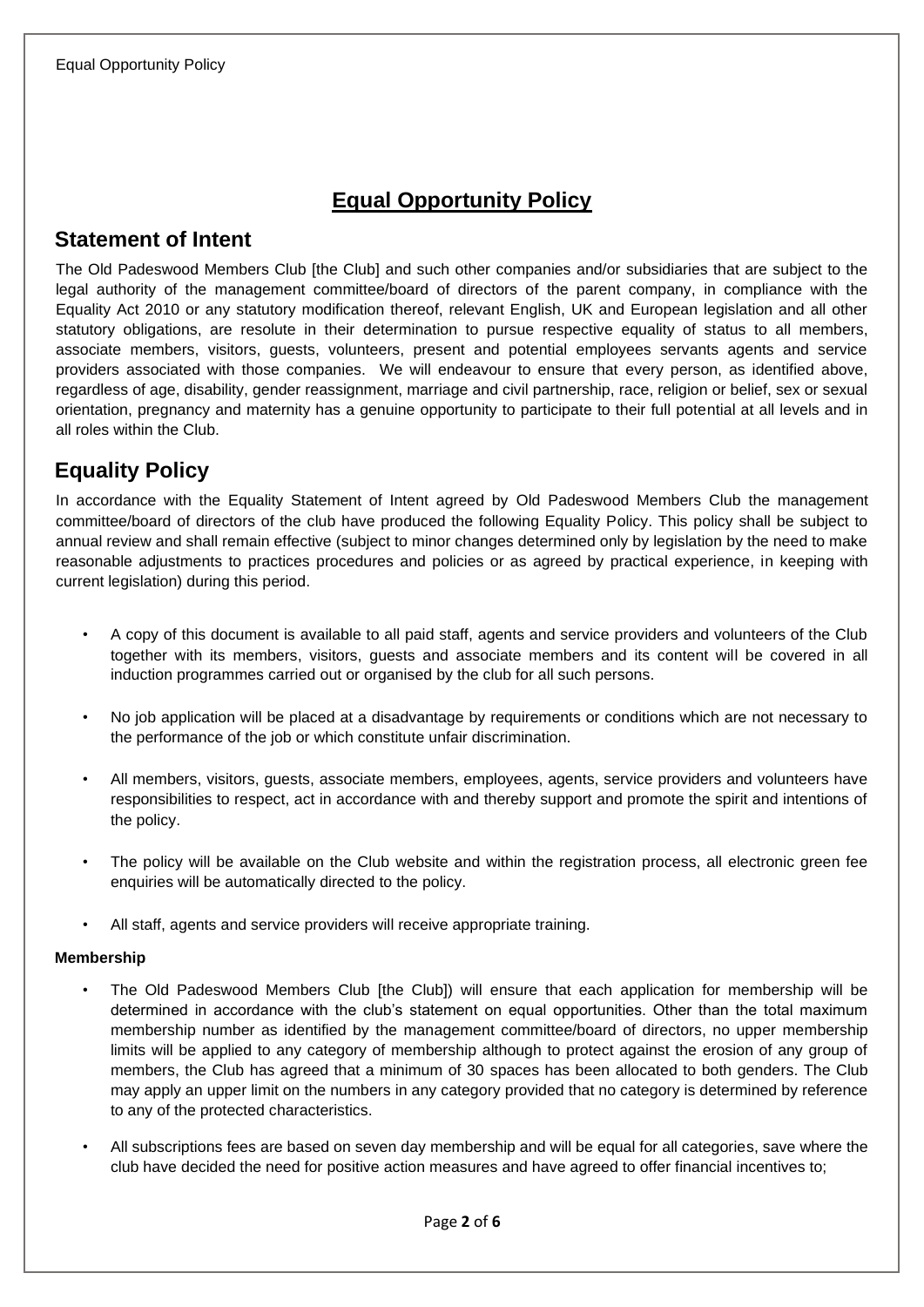# Equal Opportunity Policy

## Statement of Intent

The Old Padeswood Members Club [the Club] and such other companies and/or subsidiaries that are subject to the legal authority of the management committee/board of directors of the parent company, in compliance with the Equality Act 2010 or any statutory modification thereof, relevant English, UK and European legislation and all other statutory obligations, are resolute in their determination to pursue respective equality of status to all members, associate members, visitors, guests, volunteers, present and potential employees servants agents and service providers associated with those companies. We will endeavour to ensure that every person, as identified above, regardless of age, disability, gender reassignment, marriage and civil partnership, race, religion or belief, sex or sexual orientation, pregnancy and maternity has a genuine opportunity to participate to their full potential at all levels and in all roles within the Club.

## Equality Policy

In accordance with the Equality Statement of Intent agreed by Old Padeswood Members Club the management committee/board of directors of the club have produced the following Equality Policy. This policy shall be subject to annual review and shall remain effective (subject to minor changes determined only by legislation by the need to make reasonable adjustments to practices procedures and policies or as agreed by practical experience, in keeping with current legislation) during this period.

- A copy of this document is available to all paid staff, agents and service providers and volunteers of the Club together with its members, visitors, guests and associate members and its content will be covered in all induction programmes carried out or organised by the club for all such persons.
- No job application will be placed at a disadvantage by requirements or conditions which are not necessary to the performance of the job or which constitute unfair discrimination.
- All members, visitors, guests, associate members, employees, agents, service providers and volunteers have responsibilities to respect, act in accordance with and thereby support and promote the spirit and intentions of the policy.
- The policy will be available on the Club website and within the registration process, all electronic green fee enquiries will be automatically directed to the policy.
- All staff, agents and service providers will receive appropriate training.

**Membership**

- The Old Padeswood Members Club [the Club]) will ensure that each application for membership will be determined in accordance with the club's statement on equal opportunities. Other than the total maximum membership number as identified by the management committee/board of directors, no upper membership limits will be applied to any category of membership although to protect against the erosion of any group of members, the Club has agreed that a minimum of 30 spaces has been allocated to both genders. The Club may apply an upper limit on the numbers in any category provided that no category is determined by reference to any of the protected characteristics.
- All subscriptions fees are based on seven day membership and will be equal for all categories, save where the club have decided the need for positive action measures and have agreed to offer financial incentives to;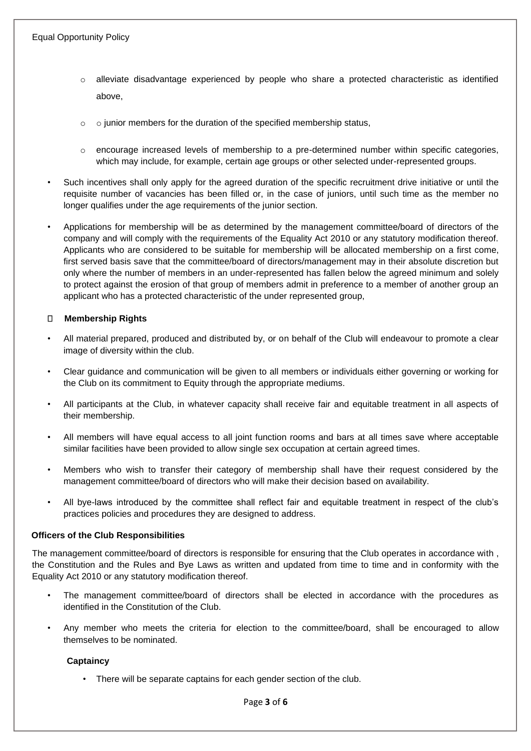- alleviate disadvantage experienced by people who share a protected characteristic as identified above,
- o junior members for the duration of the specified membership status,
- encourage increased levels of membership to a pre-determined number within specific categories, which may include, for example, certain age groups or other selected under-represented groups.

- Such incentives shall only apply for the agreed duration of the specific recruitment drive initiative or until the requisite number of vacancies has been filled or, in the case of juniors, until such time as the member no longer qualifies under the age requirements of the junior section.
- Applications for membership will be as determined by the management committee/board of directors of the company and will comply with the requirements of the Equality Act 2010 or any statutory modification thereof. Applicants who are considered to be suitable for membership will be allocated membership on a first come, first served basis save that the committee/board of directors/management may in their absolute discretion but only where the number of members in an under-represented has fallen below the agreed minimum and solely to protect against the erosion of that group of members admit in preference to a member of another group an applicant who has a protected characteristic of the under represented group,

**Membership Rights**

- All material prepared, produced and distributed by, or on behalf of the Club will endeavour to promote a clear image of diversity within the club.
- Clear guidance and communication will be given to all members or individuals either governing or working for the Club on its commitment to Equity through the appropriate mediums.
- All participants at the Club, in whatever capacity shall receive fair and equitable treatment in all aspects of their membership.
- All members will have equal access to all joint function rooms and bars at all times save where acceptable similar facilities have been provided to allow single sex occupation at certain agreed times.
- Members who wish to transfer their category of membership shall have their request considered by the management committee/board of directors who will make their decision based on availability.
- All bye-laws introduced by the committee shall reflect fair and equitable treatment in respect of the club's practices policies and procedures they are designed to address.

**Officers of the Club Responsibilities**

The management committee/board of directors is responsible for ensuring that the Club operates in accordance with , the Constitution and the Rules and Bye Laws as written and updated from time to time and in conformity with the Equality Act 2010 or any statutory modification thereof.

- The management committee/board of directors shall be elected in accordance with the procedures as identified in the Constitution of the Club.
- Any member who meets the criteria for election to the committee/board, shall be encouraged to allow themselves to be nominated.

**Captaincy**

- There will be separate captains for each gender section of the club.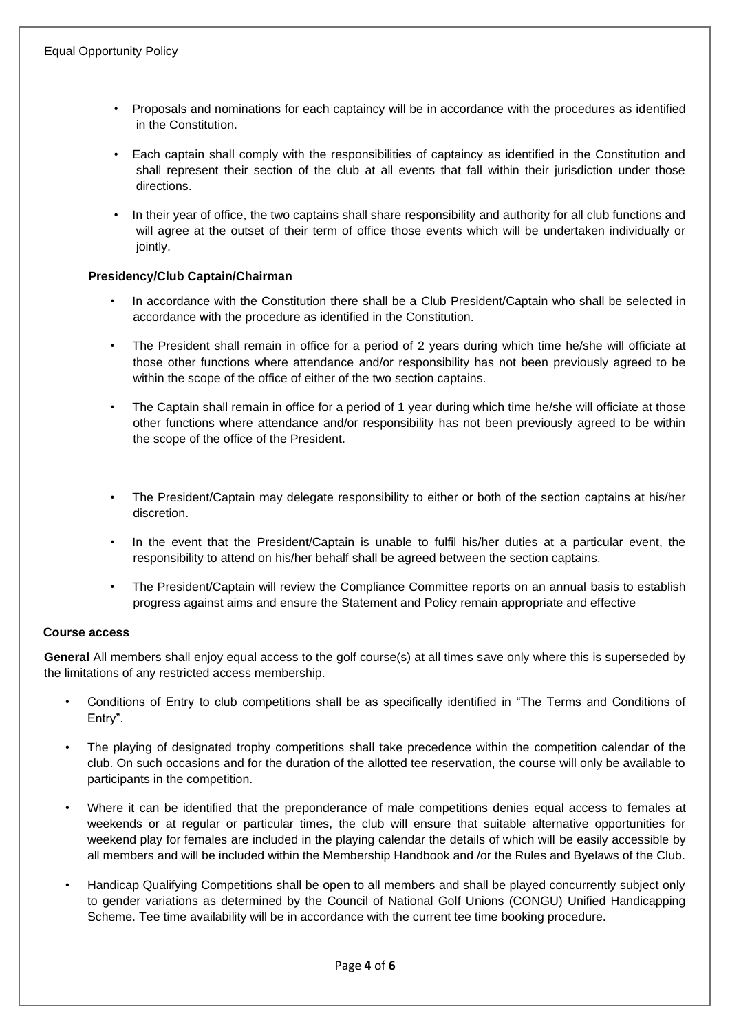- Proposals and nominations for each captaincy will be in accordance with the procedures as identified in the Constitution.
- Each captain shall comply with the responsibilities of captaincy as identified in the Constitution and shall represent their section of the club at all events that fall within their jurisdiction under those directions.
- In their year of office, the two captains shall share responsibility and authority for all club functions and will agree at the outset of their term of office those events which will be undertaken individually or jointly.

**Presidency/Club Captain/Chairman**

- In accordance with the Constitution there shall be a Club President/Captain who shall be selected in accordance with the procedure as identified in the Constitution.
- The President shall remain in office for a period of 2 years during which time he/she will officiate at those other functions where attendance and/or responsibility has not been previously agreed to be within the scope of the office of either of the two section captains.
- The Captain shall remain in office for a period of 1 year during which time he/she will officiate at those other functions where attendance and/or responsibility has not been previously agreed to be within the scope of the office of the President.
- The President/Captain may delegate responsibility to either or both of the section captains at his/her discretion.
- In the event that the President/Captain is unable to fulfil his/her duties at a particular event, the responsibility to attend on his/her behalf shall be agreed between the section captains.
- The President/Captain will review the Compliance Committee reports on an annual basis to establish progress against aims and ensure the Statement and Policy remain appropriate and effective

**Course access**

**General** All members shall enjoy equal access to the golf course(s) at all times save only where this is superseded by the limitations of any restricted access membership.

- Conditions of Entry to club competitions shall be as specifically identified in "The Terms and Conditions of Entry".
- The playing of designated trophy competitions shall take precedence within the competition calendar of the club. On such occasions and for the duration of the allotted tee reservation, the course will only be available to participants in the competition.
- Where it can be identified that the preponderance of male competitions denies equal access to females at weekends or at regular or particular times, the club will ensure that suitable alternative opportunities for weekend play for females are included in the playing calendar the details of which will be easily accessible by all members and will be included within the Membership Handbook and /or the Rules and Byelaws of the Club.
- Handicap Qualifying Competitions shall be open to all members and shall be played concurrently subject only to gender variations as determined by the Council of National Golf Unions (CONGU) Unified Handicapping Scheme. Tee time availability will be in accordance with the current tee time booking procedure.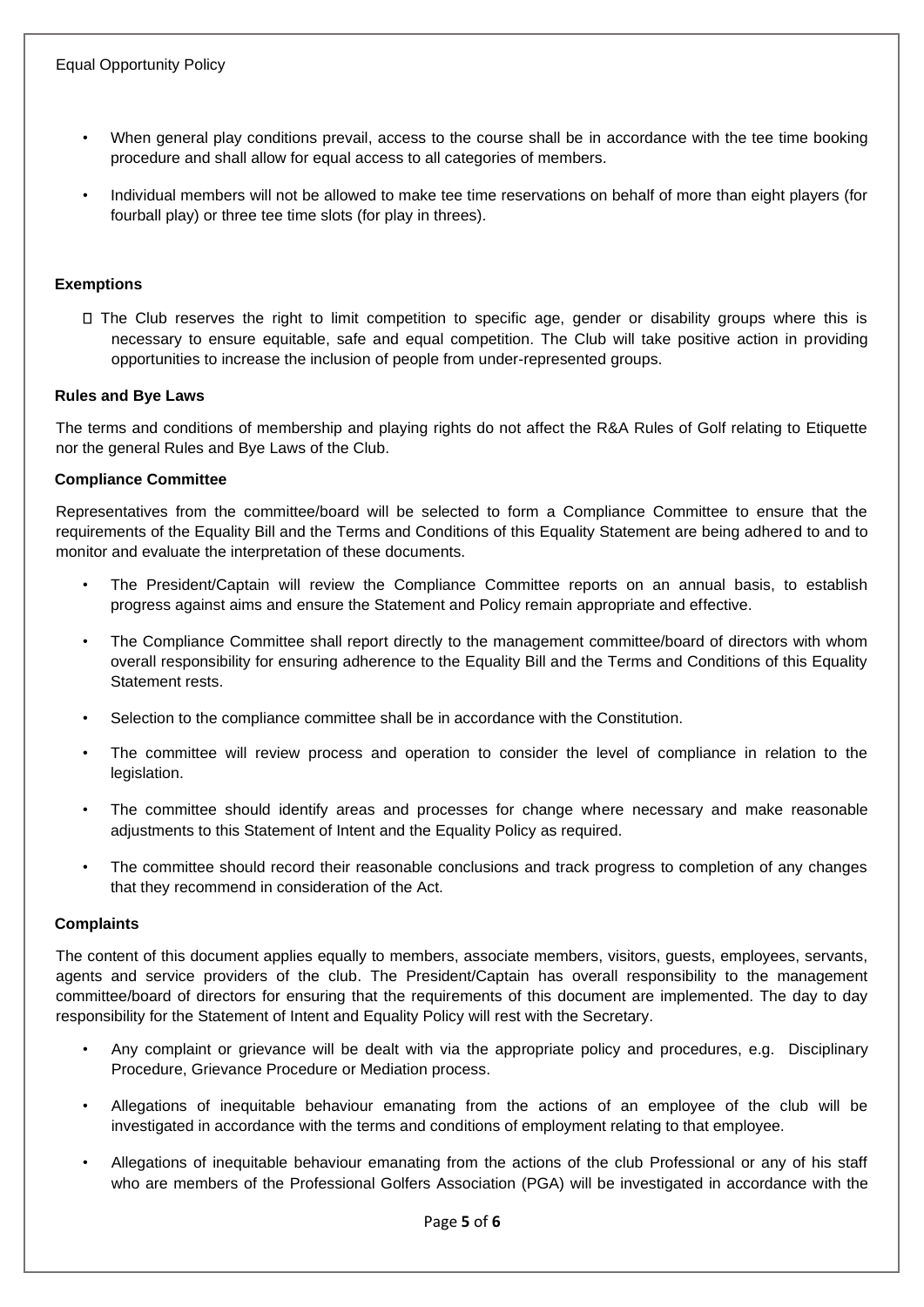- When general play conditions prevail, access to the course shall be in accordance with the tee time booking procedure and shall allow for equal access to all categories of members.
- Individual members will not be allowed to make tee time reservations on behalf of more than eight players (for fourball play) or three tee time slots (for play in threes).

#### Exemptions

- The Club reserves the right to limit competition to specific age, gender or disability groups where this is necessary to ensure equitable, safe and equal competition. The Club will take positive action in providing opportunities to increase the inclusion of people from under-represented groups.

#### Rules and Bye Laws

The terms and conditions of membership and playing rights do not affect the R&A Rules of Golf relating to Etiquette nor the general Rules and Bye Laws of the Club.

#### Compliance Committee

Representatives from the committee/board will be selected to form a Compliance Committee to ensure that the requirements of the Equality Bill and the Terms and Conditions of this Equality Statement are being adhered to and to monitor and evaluate the interpretation of these documents.

- The President/Captain will review the Compliance Committee reports on an annual basis, to establish progress against aims and ensure the Statement and Policy remain appropriate and effective.
- The Compliance Committee shall report directly to the management committee/board of directors with whom overall responsibility for ensuring adherence to the Equality Bill and the Terms and Conditions of this Equality Statement rests.
- Selection to the compliance committee shall be in accordance with the Constitution.
- The committee will review process and operation to consider the level of compliance in relation to the legislation.
- The committee should identify areas and processes for change where necessary and make reasonable adjustments to this Statement of Intent and the Equality Policy as required.
- The committee should record their reasonable conclusions and track progress to completion of any changes that they recommend in consideration of the Act.

#### Complaints

The content of this document applies equally to members, associate members, visitors, guests, employees, servants, agents and service providers of the club. The President/Captain has overall responsibility to the management committee/board of directors for ensuring that the requirements of this document are implemented. The day to day responsibility for the Statement of Intent and Equality Policy will rest with the Secretary.

- Any complaint or grievance will be dealt with via the appropriate policy and procedures, e.g. Disciplinary Procedure, Grievance Procedure or Mediation process.
- Allegations of inequitable behaviour emanating from the actions of an employee of the club will be investigated in accordance with the terms and conditions of employment relating to that employee.
- Allegations of inequitable behaviour emanating from the actions of the club Professional or any of his staff who are members of the Professional Golfers Association (PGA) will be investigated in accordance with the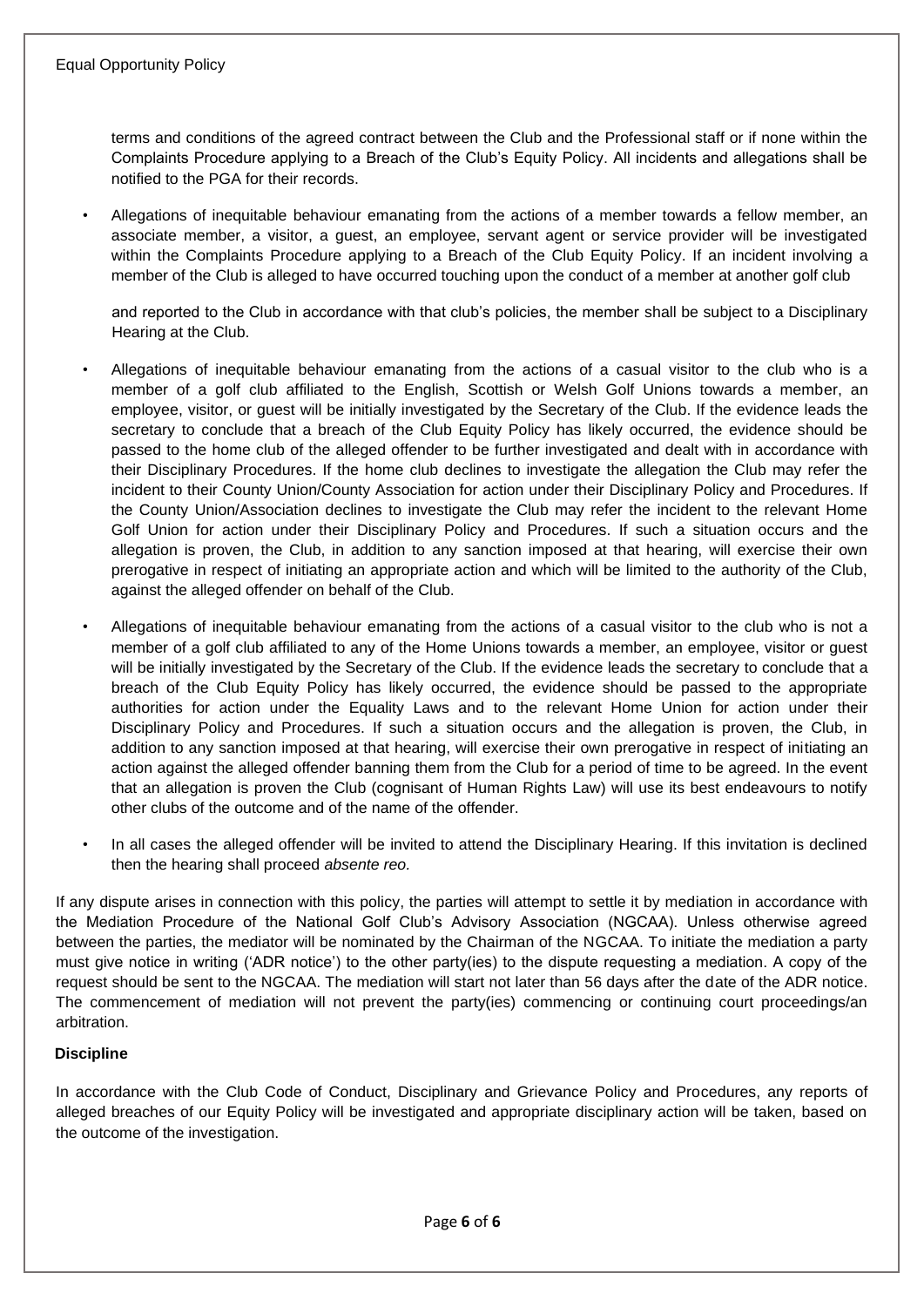terms and conditions of the agreed contract between the Club and the Professional staff or if none within the Complaints Procedure applying to a Breach of the Club's Equity Policy. All incidents and allegations shall be notified to the PGA for their records.

- Allegations of inequitable behaviour emanating from the actions of a member towards a fellow member, an associate member, a visitor, a guest, an employee, servant agent or service provider will be investigated within the Complaints Procedure applying to a Breach of the Club Equity Policy. If an incident involving a member of the Club is alleged to have occurred touching upon the conduct of a member at another golf club and reported to the Club in accordance with that club's policies, the member shall be subject to a Disciplinary Hearing at the Club.
- Allegations of inequitable behaviour emanating from the actions of a casual visitor to the club who is a member of a golf club affiliated to the English, Scottish or Welsh Golf Unions towards a member, an employee, visitor, or guest will be initially investigated by the Secretary of the Club. If the evidence leads the secretary to conclude that a breach of the Club Equity Policy has likely occurred, the evidence should be passed to the home club of the alleged offender to be further investigated and dealt with in accordance with their Disciplinary Procedures. If the home club declines to investigate the allegation the Club may refer the incident to their County Union/County Association for action under their Disciplinary Policy and Procedures. If the County Union/Association declines to investigate the Club may refer the incident to the relevant Home Golf Union for action under their Disciplinary Policy and Procedures. If such a situation occurs and the allegation is proven, the Club, in addition to any sanction imposed at that hearing, will exercise their own prerogative in respect of initiating an appropriate action and which will be limited to the authority of the Club, against the alleged offender on behalf of the Club.
- Allegations of inequitable behaviour emanating from the actions of a casual visitor to the club who is not a member of a golf club affiliated to any of the Home Unions towards a member, an employee, visitor or guest will be initially investigated by the Secretary of the Club. If the evidence leads the secretary to conclude that a breach of the Club Equity Policy has likely occurred, the evidence should be passed to the appropriate authorities for action under the Equality Laws and to the relevant Home Union for action under their Disciplinary Policy and Procedures. If such a situation occurs and the allegation is proven, the Club, in addition to any sanction imposed at that hearing, will exercise their own prerogative in respect of initiating an action against the alleged offender banning them from the Club for a period of time to be agreed. In the event that an allegation is proven the Club (cognisant of Human Rights Law) will use its best endeavours to notify other clubs of the outcome and of the name of the offender.
- In all cases the alleged offender will be invited to attend the Disciplinary Hearing. If this invitation is declined then the hearing shall proceed *absente reo.*

If any dispute arises in connection with this policy, the parties will attempt to settle it by mediation in accordance with the Mediation Procedure of the National Golf Club's Advisory Association (NGCAA). Unless otherwise agreed between the parties, the mediator will be nominated by the Chairman of the NGCAA. To initiate the mediation a party must give notice in writing ('ADR notice') to the other party(ies) to the dispute requesting a mediation. A copy of the request should be sent to the NGCAA. The mediation will start not later than 56 days after the date of the ADR notice. The commencement of mediation will not prevent the party(ies) commencing or continuing court proceedings/an arbitration.

### Discipline

In accordance with the Club Code of Conduct, Disciplinary and Grievance Policy and Procedures, any reports of alleged breaches of our Equity Policy will be investigated and appropriate disciplinary action will be taken, based on the outcome of the investigation.